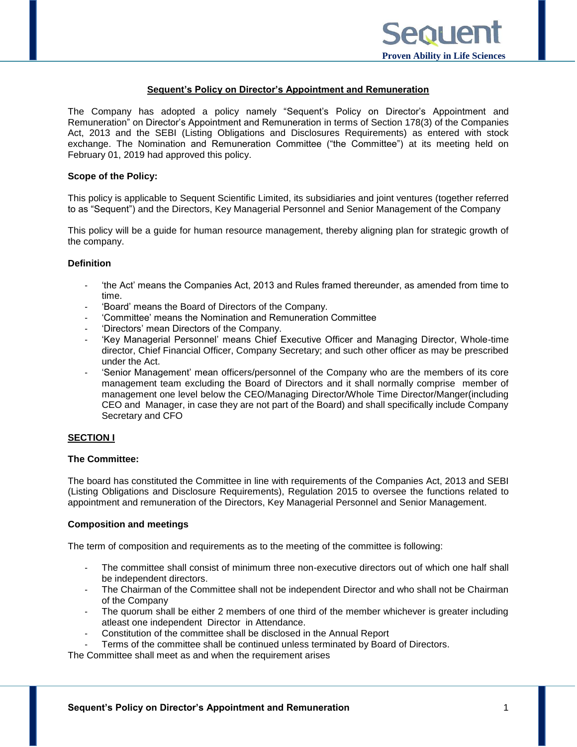## Sequent's Policy on Director's Appointment and Remuneration

The Company has adopted a policy namely "Sequent's Policy on Director's Appointment and Remuneration" on Director's Appointment and Remuneration in terms of Section 178(3) of the Companies Act, 2013 and the SEBI (Listing Obligations and Disclosures Requirements) as entered with stock exchange. The Nomination and Remuneration Committee ("the Committee") at its meeting held on February 01, 2019 had approved this policy.

**Scope of the Policy:**

This policy is applicable to Sequent Scientific Limited, its subsidiaries and joint ventures (together referred to as "Sequent") and the Directors, Key Managerial Personnel and Senior Management of the Company

This policy will be a guide for human resource management, thereby aligning plan for strategic growth of the company.

**Definition**

- 'the Act' means the Companies Act, 2013 and Rules framed thereunder, as amended from time to time.
- 'Board' means the Board of Directors of the Company.
- 'Committee' means the Nomination and Remuneration Committee
- 'Directors' mean Directors of the Company.
- 'Key Managerial Personnel' means Chief Executive Officer and Managing Director, Whole-time director, Chief Financial Officer, Company Secretary; and such other officer as may be prescribed under the Act.
- 'Senior Management' mean officers/personnel of the Company who are the members of its core management team excluding the Board of Directors and it shall normally comprise member of management one level below the CEO/Managing Director/Whole Time Director/Manger(including CEO and Manager, in case they are not part of the Board) and shall specifically include Company Secretary and CFO

### SECTION I

**The Committee:**

The board has constituted the Committee in line with requirements of the Companies Act, 2013 and SEBI (Listing Obligations and Disclosure Requirements), Regulation 2015 to oversee the functions related to appointment and remuneration of the Directors, Key Managerial Personnel and Senior Management.

**Composition and meetings**

The term of composition and requirements as to the meeting of the committee is following:

- The committee shall consist of minimum three non-executive directors out of which one half shall be independent directors.
- The Chairman of the Committee shall not be independent Director and who shall not be Chairman of the Company
- The quorum shall be either 2 members of one third of the member whichever is greater including atleast one independent Director in Attendance.
- Constitution of the committee shall be disclosed in the Annual Report
- Terms of the committee shall be continued unless terminated by Board of Directors.

The Committee shall meet as and when the requirement arises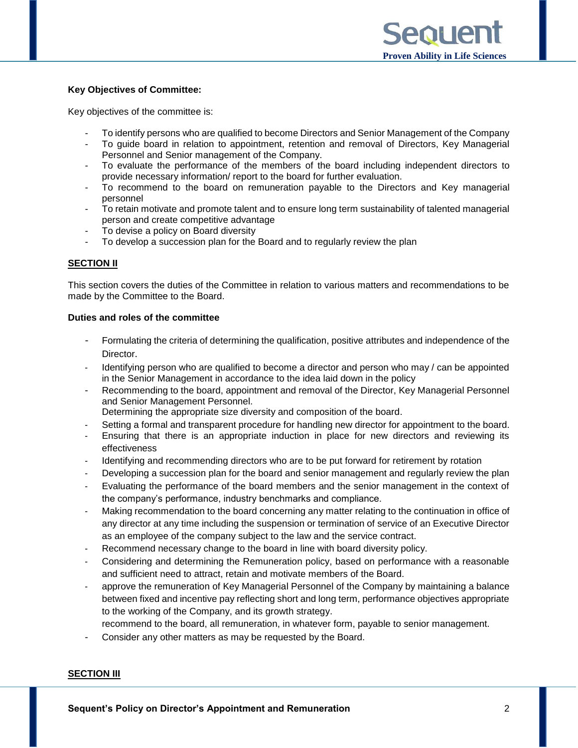**Key Objectives of Committee:**

Key objectives of the committee is:

- To identify persons who are qualified to become Directors and Senior Management of the Company
- To guide board in relation to appointment, retention and removal of Directors, Key Managerial Personnel and Senior management of the Company.
- To evaluate the performance of the members of the board including independent directors to provide necessary information/ report to the board for further evaluation.
- To recommend to the board on remuneration payable to the Directors and Key managerial personnel
- To retain motivate and promote talent and to ensure long term sustainability of talented managerial person and create competitive advantage
- To devise a policy on Board diversity
- To develop a succession plan for the Board and to regularly review the plan

**SECTION II**

This section covers the duties of the Committee in relation to various matters and recommendations to be made by the Committee to the Board.

**Duties and roles of the committee**

- Formulating the criteria of determining the qualification, positive attributes and independence of the Director.
- Identifying person who are qualified to become a director and person who may / can be appointed in the Senior Management in accordance to the idea laid down in the policy
- Recommending to the board, appointment and removal of the Director, Key Managerial Personnel and Senior Management Personnel.
  Determining the appropriate size diversity and composition of the board.
- Setting a formal and transparent procedure for handling new director for appointment to the board.
- Ensuring that there is an appropriate induction in place for new directors and reviewing its effectiveness
- Identifying and recommending directors who are to be put forward for retirement by rotation
- Developing a succession plan for the board and senior management and regularly review the plan
- Evaluating the performance of the board members and the senior management in the context of the company's performance, industry benchmarks and compliance.
- Making recommendation to the board concerning any matter relating to the continuation in office of any director at any time including the suspension or termination of service of an Executive Director as an employee of the company subject to the law and the service contract.
- Recommend necessary change to the board in line with board diversity policy.
- Considering and determining the Remuneration policy, based on performance with a reasonable and sufficient need to attract, retain and motivate members of the Board.
- approve the remuneration of Key Managerial Personnel of the Company by maintaining a balance between fixed and incentive pay reflecting short and long term, performance objectives appropriate to the working of the Company, and its growth strategy.
  recommend to the board, all remuneration, in whatever form, payable to senior management.
- Consider any other matters as may be requested by the Board.

**SECTION III**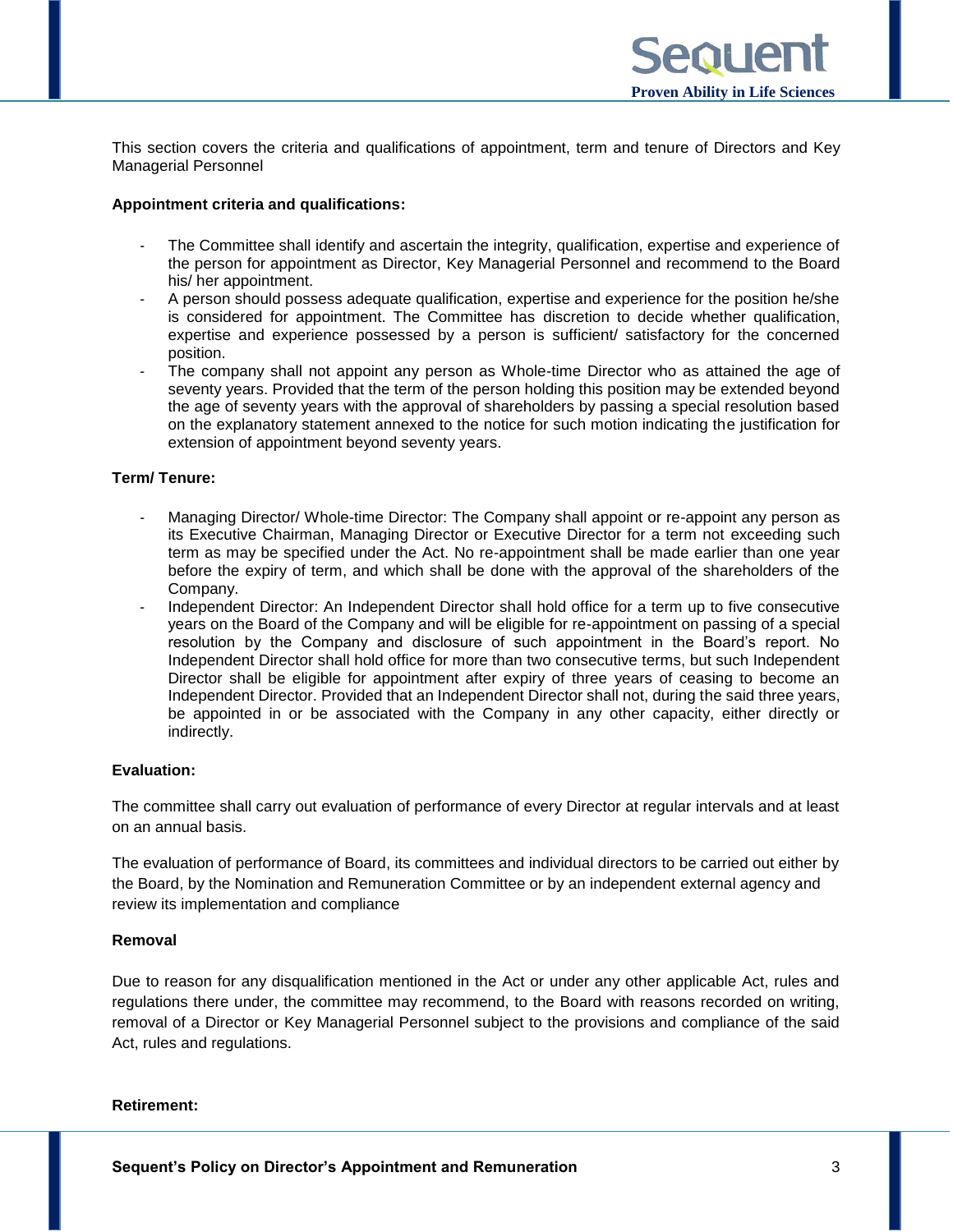This section covers the criteria and qualifications of appointment, term and tenure of Directors and Key Managerial Personnel

**Appointment criteria and qualifications:**

- The Committee shall identify and ascertain the integrity, qualification, expertise and experience of the person for appointment as Director, Key Managerial Personnel and recommend to the Board his/ her appointment.
- A person should possess adequate qualification, expertise and experience for the position he/she is considered for appointment. The Committee has discretion to decide whether qualification, expertise and experience possessed by a person is sufficient/ satisfactory for the concerned position.
- The company shall not appoint any person as Whole-time Director who as attained the age of seventy years. Provided that the term of the person holding this position may be extended beyond the age of seventy years with the approval of shareholders by passing a special resolution based on the explanatory statement annexed to the notice for such motion indicating the justification for extension of appointment beyond seventy years.

**Term/ Tenure:**

- Managing Director/ Whole-time Director: The Company shall appoint or re-appoint any person as its Executive Chairman, Managing Director or Executive Director for a term not exceeding such term as may be specified under the Act. No re-appointment shall be made earlier than one year before the expiry of term, and which shall be done with the approval of the shareholders of the Company.
- Independent Director: An Independent Director shall hold office for a term up to five consecutive years on the Board of the Company and will be eligible for re-appointment on passing of a special resolution by the Company and disclosure of such appointment in the Board's report. No Independent Director shall hold office for more than two consecutive terms, but such Independent Director shall be eligible for appointment after expiry of three years of ceasing to become an Independent Director. Provided that an Independent Director shall not, during the said three years, be appointed in or be associated with the Company in any other capacity, either directly or indirectly.

**Evaluation:**

The committee shall carry out evaluation of performance of every Director at regular intervals and at least on an annual basis.

The evaluation of performance of Board, its committees and individual directors to be carried out either by the Board, by the Nomination and Remuneration Committee or by an independent external agency and review its implementation and compliance

**Removal**

Due to reason for any disqualification mentioned in the Act or under any other applicable Act, rules and regulations there under, the committee may recommend, to the Board with reasons recorded on writing, removal of a Director or Key Managerial Personnel subject to the provisions and compliance of the said Act, rules and regulations.

**Retirement:**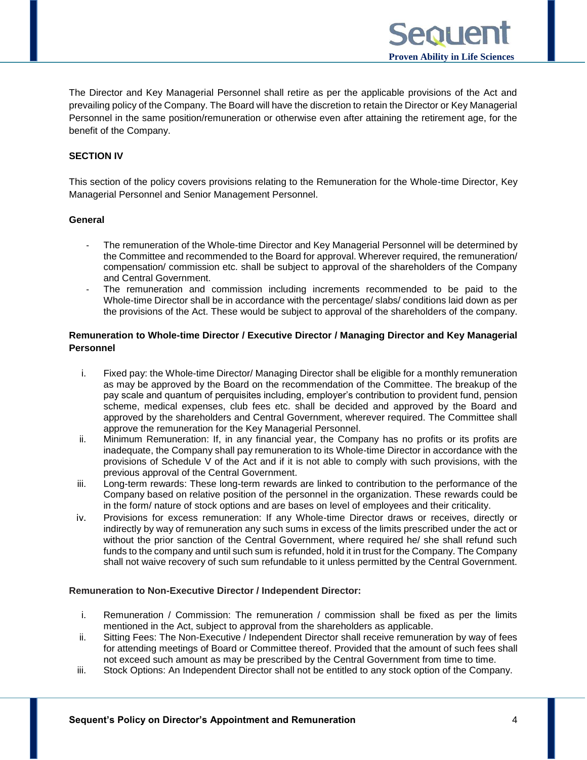The Director and Key Managerial Personnel shall retire as per the applicable provisions of the Act and prevailing policy of the Company. The Board will have the discretion to retain the Director or Key Managerial Personnel in the same position/remuneration or otherwise even after attaining the retirement age, for the benefit of the Company.

## SECTION IV

This section of the policy covers provisions relating to the Remuneration for the Whole-time Director, Key Managerial Personnel and Senior Management Personnel.

### General

- The remuneration of the Whole-time Director and Key Managerial Personnel will be determined by the Committee and recommended to the Board for approval. Wherever required, the remuneration/ compensation/ commission etc. shall be subject to approval of the shareholders of the Company and Central Government.
- The remuneration and commission including increments recommended to be paid to the Whole-time Director shall be in accordance with the percentage/ slabs/ conditions laid down as per the provisions of the Act. These would be subject to approval of the shareholders of the company.

### Remuneration to Whole-time Director / Executive Director / Managing Director and Key Managerial Personnel

i. Fixed pay: the Whole-time Director/ Managing Director shall be eligible for a monthly remuneration as may be approved by the Board on the recommendation of the Committee. The breakup of the pay scale and quantum of perquisites including, employer's contribution to provident fund, pension scheme, medical expenses, club fees etc. shall be decided and approved by the Board and approved by the shareholders and Central Government, wherever required. The Committee shall approve the remuneration for the Key Managerial Personnel.

ii. Minimum Remuneration: If, in any financial year, the Company has no profits or its profits are inadequate, the Company shall pay remuneration to its Whole-time Director in accordance with the provisions of Schedule V of the Act and if it is not able to comply with such provisions, with the previous approval of the Central Government.

iii. Long-term rewards: These long-term rewards are linked to contribution to the performance of the Company based on relative position of the personnel in the organization. These rewards could be in the form/ nature of stock options and are bases on level of employees and their criticality.

iv. Provisions for excess remuneration: If any Whole-time Director draws or receives, directly or indirectly by way of remuneration any such sums in excess of the limits prescribed under the act or without the prior sanction of the Central Government, where required he/ she shall refund such funds to the company and until such sum is refunded, hold it in trust for the Company. The Company shall not waive recovery of such sum refundable to it unless permitted by the Central Government.

### Remuneration to Non-Executive Director / Independent Director:

i. Remuneration / Commission: The remuneration / commission shall be fixed as per the limits mentioned in the Act, subject to approval from the shareholders as applicable.

ii. Sitting Fees: The Non-Executive / Independent Director shall receive remuneration by way of fees for attending meetings of Board or Committee thereof. Provided that the amount of such fees shall not exceed such amount as may be prescribed by the Central Government from time to time.

iii. Stock Options: An Independent Director shall not be entitled to any stock option of the Company.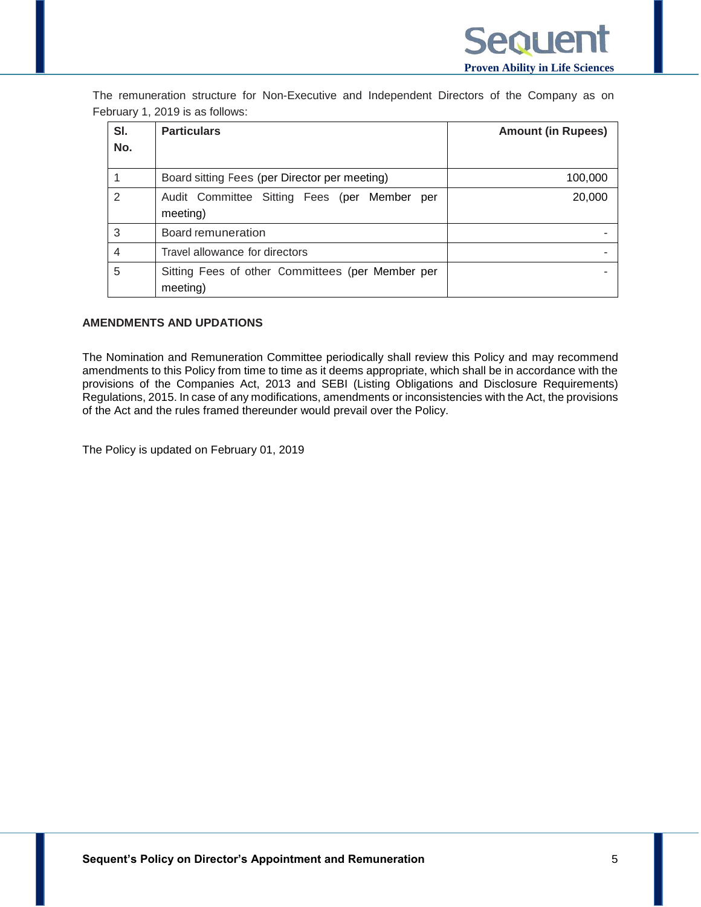The remuneration structure for Non-Executive and Independent Directors of the Company as on February 1, 2019 is as follows:

| Sl. No. | Particulars | Amount (in Rupees) |
|---|---|---|
| 1 | Board sitting Fees (per Director per meeting) | 100,000 |
| 2 | Audit Committee Sitting Fees (per Member per meeting) | 20,000 |
| 3 | Board remuneration | - |
| 4 | Travel allowance for directors | - |
| 5 | Sitting Fees of other Committees (per Member per meeting) | - |

**AMENDMENTS AND UPDATIONS**

The Nomination and Remuneration Committee periodically shall review this Policy and may recommend amendments to this Policy from time to time as it deems appropriate, which shall be in accordance with the provisions of the Companies Act, 2013 and SEBI (Listing Obligations and Disclosure Requirements) Regulations, 2015. In case of any modifications, amendments or inconsistencies with the Act, the provisions of the Act and the rules framed thereunder would prevail over the Policy.

The Policy is updated on February 01, 2019